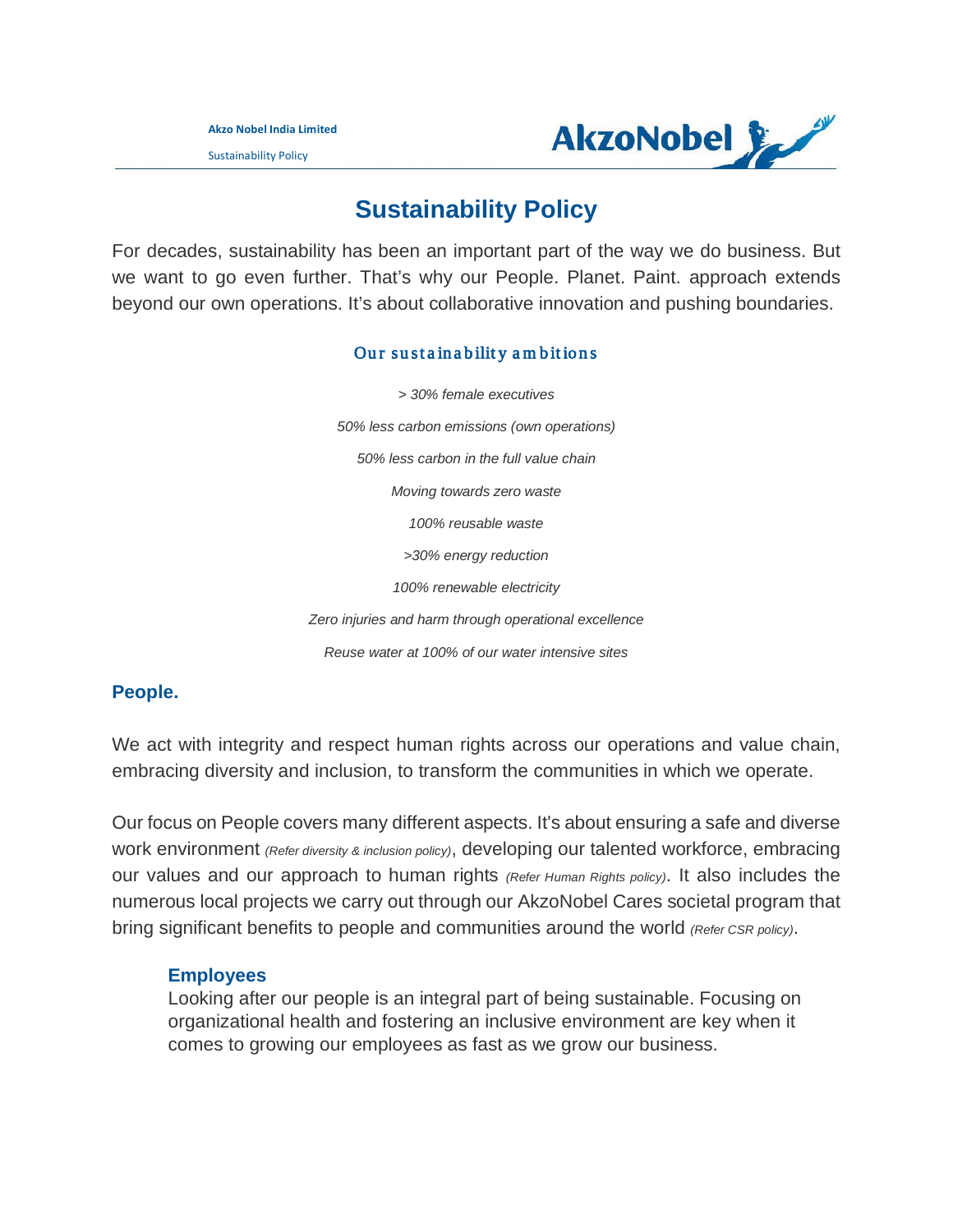# Sustainability Policy

For decades, sustainability has been an important part of the way we do business. But we want to go even further. That's why our People. Planet. Paint. approach extends beyond our own operations. It's about collaborative innovation and pushing boundaries.

## Our sustainability ambitions

*> 30% female executives*

*50% less carbon emissions (own operations)*

*50% less carbon in the full value chain*

*Moving towards zero waste*

*100% reusable waste*

*>30% energy reduction*

*100% renewable electricity*

*Zero injuries and harm through operational excellence*

*Reuse water at 100% of our water intensive sites*

## People.

We act with integrity and respect human rights across our operations and value chain, embracing diversity and inclusion, to transform the communities in which we operate.

Our focus on People covers many different aspects. It's about ensuring a safe and diverse work environment *(Refer diversity & inclusion policy)*, developing our talented workforce, embracing our values and our approach to human rights *(Refer Human Rights policy)*. It also includes the numerous local projects we carry out through our AkzoNobel Cares societal program that bring significant benefits to people and communities around the world *(Refer CSR policy)*.

### Employees

Looking after our people is an integral part of being sustainable. Focusing on organizational health and fostering an inclusive environment are key when it comes to growing our employees as fast as we grow our business.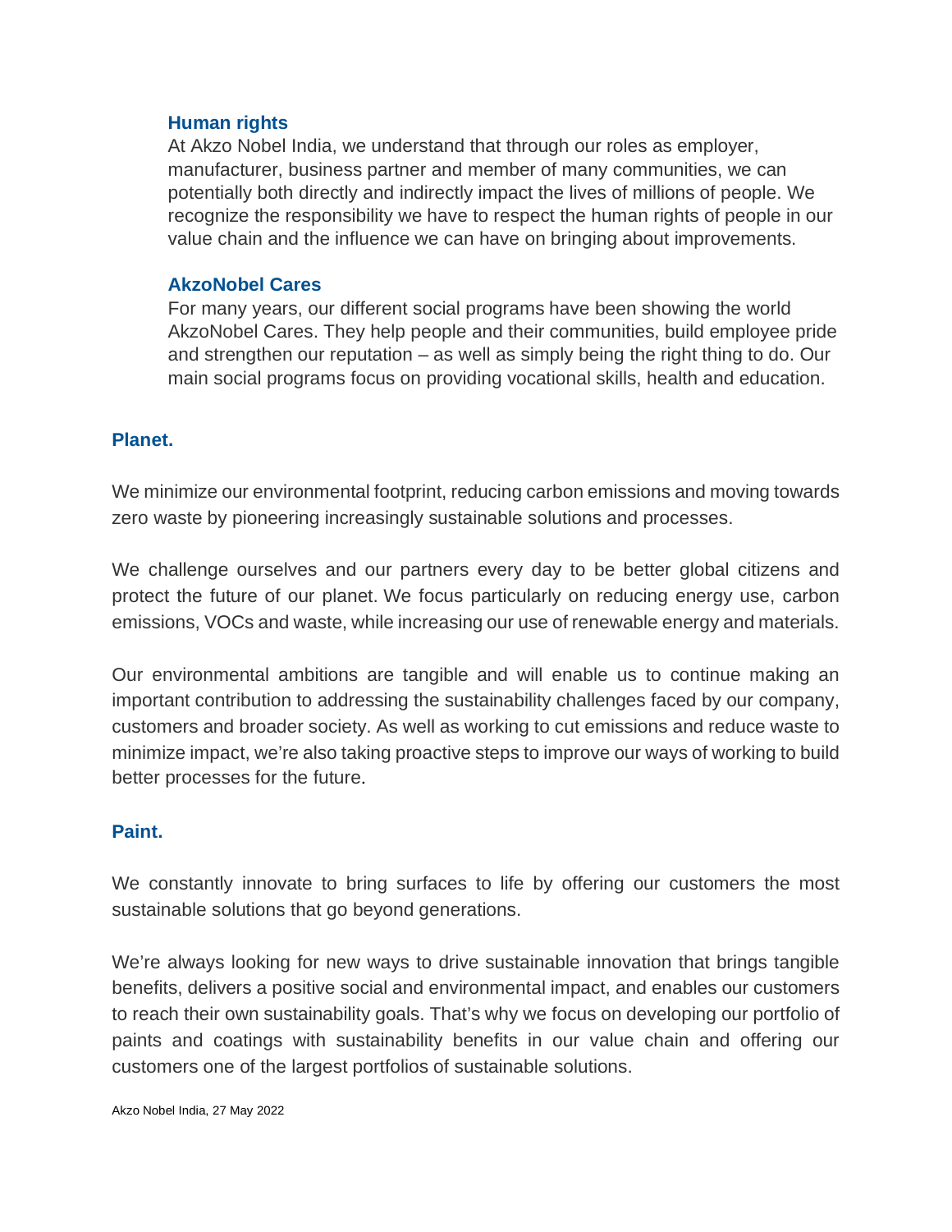### Human rights

At Akzo Nobel India, we understand that through our roles as employer, manufacturer, business partner and member of many communities, we can potentially both directly and indirectly impact the lives of millions of people. We recognize the responsibility we have to respect the human rights of people in our value chain and the influence we can have on bringing about improvements.

### AkzoNobel Cares

For many years, our different social programs have been showing the world AkzoNobel Cares. They help people and their communities, build employee pride and strengthen our reputation – as well as simply being the right thing to do. Our main social programs focus on providing vocational skills, health and education.

## Planet.

We minimize our environmental footprint, reducing carbon emissions and moving towards zero waste by pioneering increasingly sustainable solutions and processes.

We challenge ourselves and our partners every day to be better global citizens and protect the future of our planet. We focus particularly on reducing energy use, carbon emissions, VOCs and waste, while increasing our use of renewable energy and materials.

Our environmental ambitions are tangible and will enable us to continue making an important contribution to addressing the sustainability challenges faced by our company, customers and broader society. As well as working to cut emissions and reduce waste to minimize impact, we're also taking proactive steps to improve our ways of working to build better processes for the future.

## Paint.

We constantly innovate to bring surfaces to life by offering our customers the most sustainable solutions that go beyond generations.

We're always looking for new ways to drive sustainable innovation that brings tangible benefits, delivers a positive social and environmental impact, and enables our customers to reach their own sustainability goals. That's why we focus on developing our portfolio of paints and coatings with sustainability benefits in our value chain and offering our customers one of the largest portfolios of sustainable solutions.

Akzo Nobel India, 27 May 2022